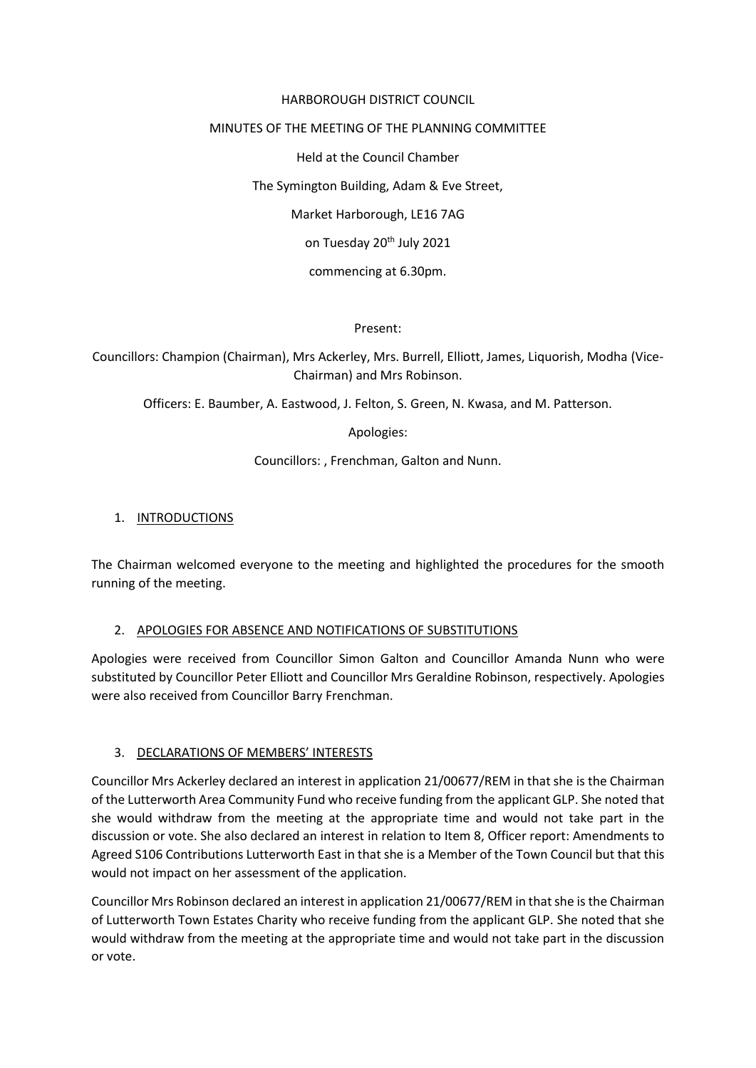HARBOROUGH DISTRICT COUNCIL

MINUTES OF THE MEETING OF THE PLANNING COMMITTEE

Held at the Council Chamber

The Symington Building, Adam & Eve Street,

Market Harborough, LE16 7AG

on Tuesday 20th July 2021

commencing at 6.30pm.

Present:

Councillors: Champion (Chairman), Mrs Ackerley, Mrs. Burrell, Elliott, James, Liquorish, Modha (Vice-Chairman) and Mrs Robinson.

Officers: E. Baumber, A. Eastwood, J. Felton, S. Green, N. Kwasa, and M. Patterson.

Apologies:

Councillors: , Frenchman, Galton and Nunn.

## 1. INTRODUCTIONS

The Chairman welcomed everyone to the meeting and highlighted the procedures for the smooth running of the meeting.

## 2. APOLOGIES FOR ABSENCE AND NOTIFICATIONS OF SUBSTITUTIONS

Apologies were received from Councillor Simon Galton and Councillor Amanda Nunn who were substituted by Councillor Peter Elliott and Councillor Mrs Geraldine Robinson, respectively. Apologies were also received from Councillor Barry Frenchman.

## 3. DECLARATIONS OF MEMBERS' INTERESTS

Councillor Mrs Ackerley declared an interest in application 21/00677/REM in that she is the Chairman of the Lutterworth Area Community Fund who receive funding from the applicant GLP. She noted that she would withdraw from the meeting at the appropriate time and would not take part in the discussion or vote. She also declared an interest in relation to Item 8, Officer report: Amendments to Agreed S106 Contributions Lutterworth East in that she is a Member of the Town Council but that this would not impact on her assessment of the application.

Councillor Mrs Robinson declared an interest in application 21/00677/REM in that she is the Chairman of Lutterworth Town Estates Charity who receive funding from the applicant GLP. She noted that she would withdraw from the meeting at the appropriate time and would not take part in the discussion or vote.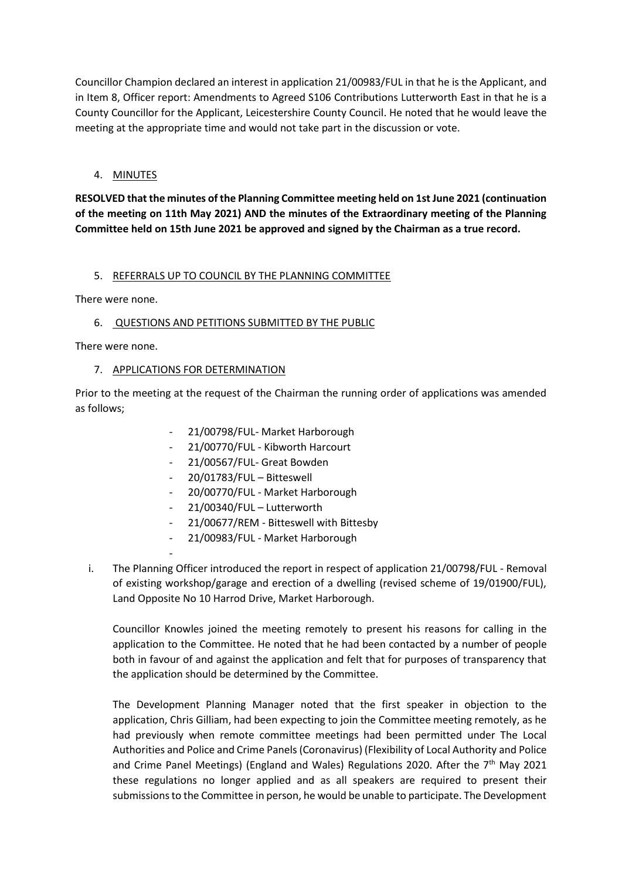Councillor Champion declared an interest in application 21/00983/FUL in that he is the Applicant, and in Item 8, Officer report: Amendments to Agreed S106 Contributions Lutterworth East in that he is a County Councillor for the Applicant, Leicestershire County Council. He noted that he would leave the meeting at the appropriate time and would not take part in the discussion or vote.

4. MINUTES

**RESOLVED that the minutes of the Planning Committee meeting held on 1st June 2021 (continuation of the meeting on 11th May 2021) AND the minutes of the Extraordinary meeting of the Planning Committee held on 15th June 2021 be approved and signed by the Chairman as a true record.**

5. REFERRALS UP TO COUNCIL BY THE PLANNING COMMITTEE

There were none.

6. QUESTIONS AND PETITIONS SUBMITTED BY THE PUBLIC

There were none.

7. APPLICATIONS FOR DETERMINATION

Prior to the meeting at the request of the Chairman the running order of applications was amended as follows;

- 21/00798/FUL- Market Harborough
- 21/00770/FUL - Kibworth Harcourt
- 21/00567/FUL- Great Bowden
- 20/01783/FUL – Bitteswell
- 20/00770/FUL - Market Harborough
- 21/00340/FUL – Lutterworth
- 21/00677/REM - Bitteswell with Bittesby
- 21/00983/FUL - Market Harborough
-

i. The Planning Officer introduced the report in respect of application 21/00798/FUL - Removal of existing workshop/garage and erection of a dwelling (revised scheme of 19/01900/FUL), Land Opposite No 10 Harrod Drive, Market Harborough.

   Councillor Knowles joined the meeting remotely to present his reasons for calling in the application to the Committee. He noted that he had been contacted by a number of people both in favour of and against the application and felt that for purposes of transparency that the application should be determined by the Committee.

   The Development Planning Manager noted that the first speaker in objection to the application, Chris Gilliam, had been expecting to join the Committee meeting remotely, as he had previously when remote committee meetings had been permitted under The Local Authorities and Police and Crime Panels (Coronavirus) (Flexibility of Local Authority and Police and Crime Panel Meetings) (England and Wales) Regulations 2020. After the 7th May 2021 these regulations no longer applied and as all speakers are required to present their submissions to the Committee in person, he would be unable to participate. The Development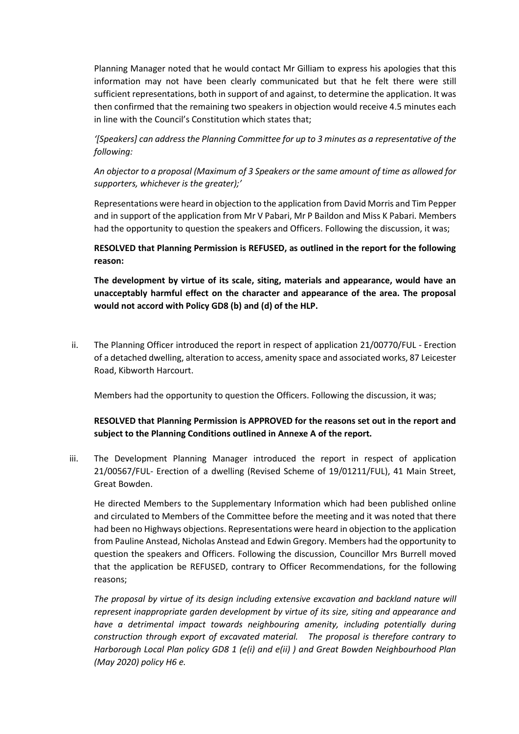Planning Manager noted that he would contact Mr Gilliam to express his apologies that this information may not have been clearly communicated but that he felt there were still sufficient representations, both in support of and against, to determine the application. It was then confirmed that the remaining two speakers in objection would receive 4.5 minutes each in line with the Council's Constitution which states that;

*'[Speakers] can address the Planning Committee for up to 3 minutes as a representative of the following:*

*An objector to a proposal (Maximum of 3 Speakers or the same amount of time as allowed for supporters, whichever is the greater);'*

Representations were heard in objection to the application from David Morris and Tim Pepper and in support of the application from Mr V Pabari, Mr P Baildon and Miss K Pabari. Members had the opportunity to question the speakers and Officers. Following the discussion, it was;

**RESOLVED that Planning Permission is REFUSED, as outlined in the report for the following reason:**

**The development by virtue of its scale, siting, materials and appearance, would have an unacceptably harmful effect on the character and appearance of the area. The proposal would not accord with Policy GD8 (b) and (d) of the HLP.**

ii. The Planning Officer introduced the report in respect of application 21/00770/FUL - Erection of a detached dwelling, alteration to access, amenity space and associated works, 87 Leicester Road, Kibworth Harcourt.

Members had the opportunity to question the Officers. Following the discussion, it was;

**RESOLVED that Planning Permission is APPROVED for the reasons set out in the report and subject to the Planning Conditions outlined in Annexe A of the report.**

iii. The Development Planning Manager introduced the report in respect of application 21/00567/FUL- Erection of a dwelling (Revised Scheme of 19/01211/FUL), 41 Main Street, Great Bowden.

He directed Members to the Supplementary Information which had been published online and circulated to Members of the Committee before the meeting and it was noted that there had been no Highways objections. Representations were heard in objection to the application from Pauline Anstead, Nicholas Anstead and Edwin Gregory. Members had the opportunity to question the speakers and Officers. Following the discussion, Councillor Mrs Burrell moved that the application be REFUSED, contrary to Officer Recommendations, for the following reasons;

*The proposal by virtue of its design including extensive excavation and backland nature will represent inappropriate garden development by virtue of its size, siting and appearance and have a detrimental impact towards neighbouring amenity, including potentially during construction through export of excavated material. The proposal is therefore contrary to Harborough Local Plan policy GD8 1 (e(i) and e(ii) ) and Great Bowden Neighbourhood Plan (May 2020) policy H6 e.*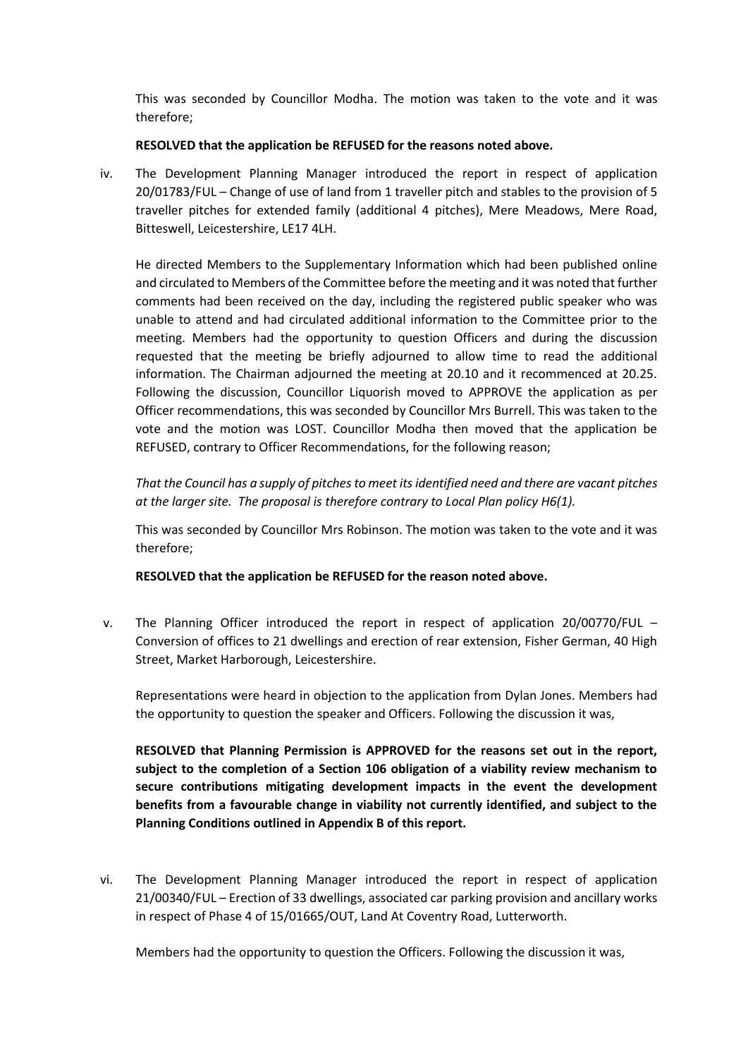This was seconded by Councillor Modha. The motion was taken to the vote and it was therefore;

**RESOLVED that the application be REFUSED for the reasons noted above.**

iv. The Development Planning Manager introduced the report in respect of application 20/01783/FUL – Change of use of land from 1 traveller pitch and stables to the provision of 5 traveller pitches for extended family (additional 4 pitches), Mere Meadows, Mere Road, Bitteswell, Leicestershire, LE17 4LH.

He directed Members to the Supplementary Information which had been published online and circulated to Members of the Committee before the meeting and it was noted that further comments had been received on the day, including the registered public speaker who was unable to attend and had circulated additional information to the Committee prior to the meeting. Members had the opportunity to question Officers and during the discussion requested that the meeting be briefly adjourned to allow time to read the additional information. The Chairman adjourned the meeting at 20.10 and it recommenced at 20.25. Following the discussion, Councillor Liquorish moved to APPROVE the application as per Officer recommendations, this was seconded by Councillor Mrs Burrell. This was taken to the vote and the motion was LOST. Councillor Modha then moved that the application be REFUSED, contrary to Officer Recommendations, for the following reason;

*That the Council has a supply of pitches to meet its identified need and there are vacant pitches at the larger site. The proposal is therefore contrary to Local Plan policy H6(1).*

This was seconded by Councillor Mrs Robinson. The motion was taken to the vote and it was therefore;

**RESOLVED that the application be REFUSED for the reason noted above.**

v. The Planning Officer introduced the report in respect of application 20/00770/FUL – Conversion of offices to 21 dwellings and erection of rear extension, Fisher German, 40 High Street, Market Harborough, Leicestershire.

Representations were heard in objection to the application from Dylan Jones. Members had the opportunity to question the speaker and Officers. Following the discussion it was,

**RESOLVED that Planning Permission is APPROVED for the reasons set out in the report, subject to the completion of a Section 106 obligation of a viability review mechanism to secure contributions mitigating development impacts in the event the development benefits from a favourable change in viability not currently identified, and subject to the Planning Conditions outlined in Appendix B of this report.**

vi. The Development Planning Manager introduced the report in respect of application 21/00340/FUL – Erection of 33 dwellings, associated car parking provision and ancillary works in respect of Phase 4 of 15/01665/OUT, Land At Coventry Road, Lutterworth.

Members had the opportunity to question the Officers. Following the discussion it was,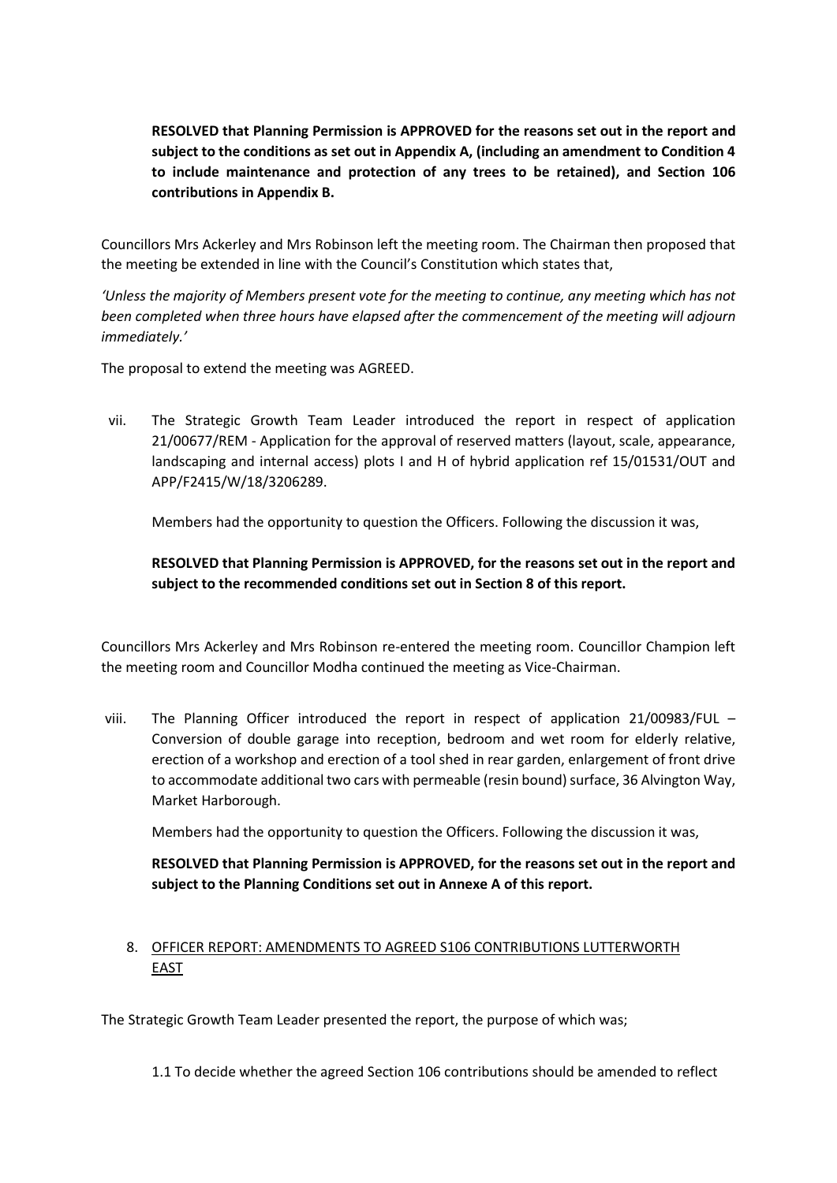**RESOLVED that Planning Permission is APPROVED for the reasons set out in the report and subject to the conditions as set out in Appendix A, (including an amendment to Condition 4 to include maintenance and protection of any trees to be retained), and Section 106 contributions in Appendix B.**

Councillors Mrs Ackerley and Mrs Robinson left the meeting room. The Chairman then proposed that the meeting be extended in line with the Council's Constitution which states that,

*'Unless the majority of Members present vote for the meeting to continue, any meeting which has not been completed when three hours have elapsed after the commencement of the meeting will adjourn immediately.'*

The proposal to extend the meeting was AGREED.

vii. The Strategic Growth Team Leader introduced the report in respect of application 21/00677/REM - Application for the approval of reserved matters (layout, scale, appearance, landscaping and internal access) plots I and H of hybrid application ref 15/01531/OUT and APP/F2415/W/18/3206289.

Members had the opportunity to question the Officers. Following the discussion it was,

**RESOLVED that Planning Permission is APPROVED, for the reasons set out in the report and subject to the recommended conditions set out in Section 8 of this report.**

Councillors Mrs Ackerley and Mrs Robinson re-entered the meeting room. Councillor Champion left the meeting room and Councillor Modha continued the meeting as Vice-Chairman.

viii. The Planning Officer introduced the report in respect of application 21/00983/FUL – Conversion of double garage into reception, bedroom and wet room for elderly relative, erection of a workshop and erection of a tool shed in rear garden, enlargement of front drive to accommodate additional two cars with permeable (resin bound) surface, 36 Alvington Way, Market Harborough.

Members had the opportunity to question the Officers. Following the discussion it was,

**RESOLVED that Planning Permission is APPROVED, for the reasons set out in the report and subject to the Planning Conditions set out in Annexe A of this report.**

8. <u>OFFICER REPORT: AMENDMENTS TO AGREED S106 CONTRIBUTIONS LUTTERWORTH EAST</u>

The Strategic Growth Team Leader presented the report, the purpose of which was;

1.1 To decide whether the agreed Section 106 contributions should be amended to reflect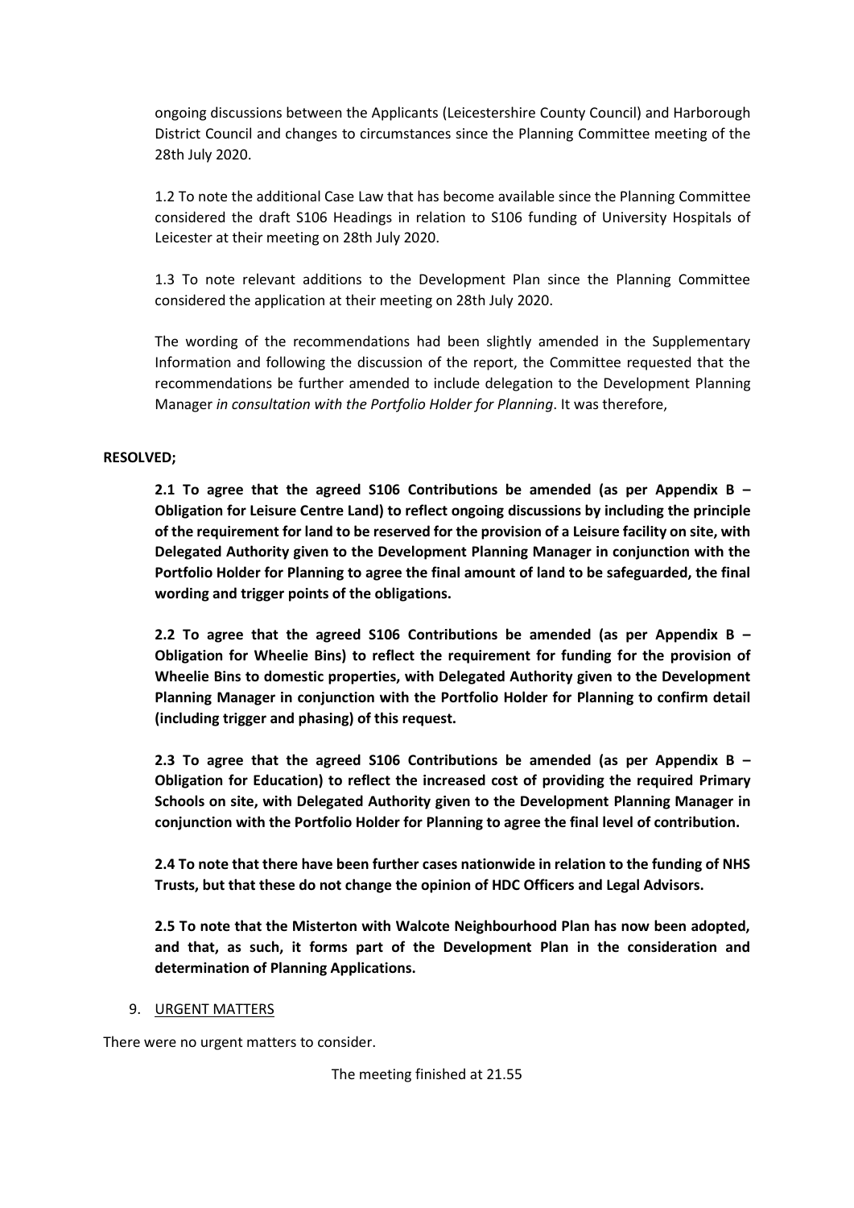ongoing discussions between the Applicants (Leicestershire County Council) and Harborough District Council and changes to circumstances since the Planning Committee meeting of the 28th July 2020.

1.2 To note the additional Case Law that has become available since the Planning Committee considered the draft S106 Headings in relation to S106 funding of University Hospitals of Leicester at their meeting on 28th July 2020.

1.3 To note relevant additions to the Development Plan since the Planning Committee considered the application at their meeting on 28th July 2020.

The wording of the recommendations had been slightly amended in the Supplementary Information and following the discussion of the report, the Committee requested that the recommendations be further amended to include delegation to the Development Planning Manager *in consultation with the Portfolio Holder for Planning*. It was therefore,

**RESOLVED;**

**2.1 To agree that the agreed S106 Contributions be amended (as per Appendix B – Obligation for Leisure Centre Land) to reflect ongoing discussions by including the principle of the requirement for land to be reserved for the provision of a Leisure facility on site, with Delegated Authority given to the Development Planning Manager in conjunction with the Portfolio Holder for Planning to agree the final amount of land to be safeguarded, the final wording and trigger points of the obligations.**

**2.2 To agree that the agreed S106 Contributions be amended (as per Appendix B – Obligation for Wheelie Bins) to reflect the requirement for funding for the provision of Wheelie Bins to domestic properties, with Delegated Authority given to the Development Planning Manager in conjunction with the Portfolio Holder for Planning to confirm detail (including trigger and phasing) of this request.**

**2.3 To agree that the agreed S106 Contributions be amended (as per Appendix B – Obligation for Education) to reflect the increased cost of providing the required Primary Schools on site, with Delegated Authority given to the Development Planning Manager in conjunction with the Portfolio Holder for Planning to agree the final level of contribution.**

**2.4 To note that there have been further cases nationwide in relation to the funding of NHS Trusts, but that these do not change the opinion of HDC Officers and Legal Advisors.**

**2.5 To note that the Misterton with Walcote Neighbourhood Plan has now been adopted, and that, as such, it forms part of the Development Plan in the consideration and determination of Planning Applications.**

9. URGENT MATTERS

There were no urgent matters to consider.

The meeting finished at 21.55